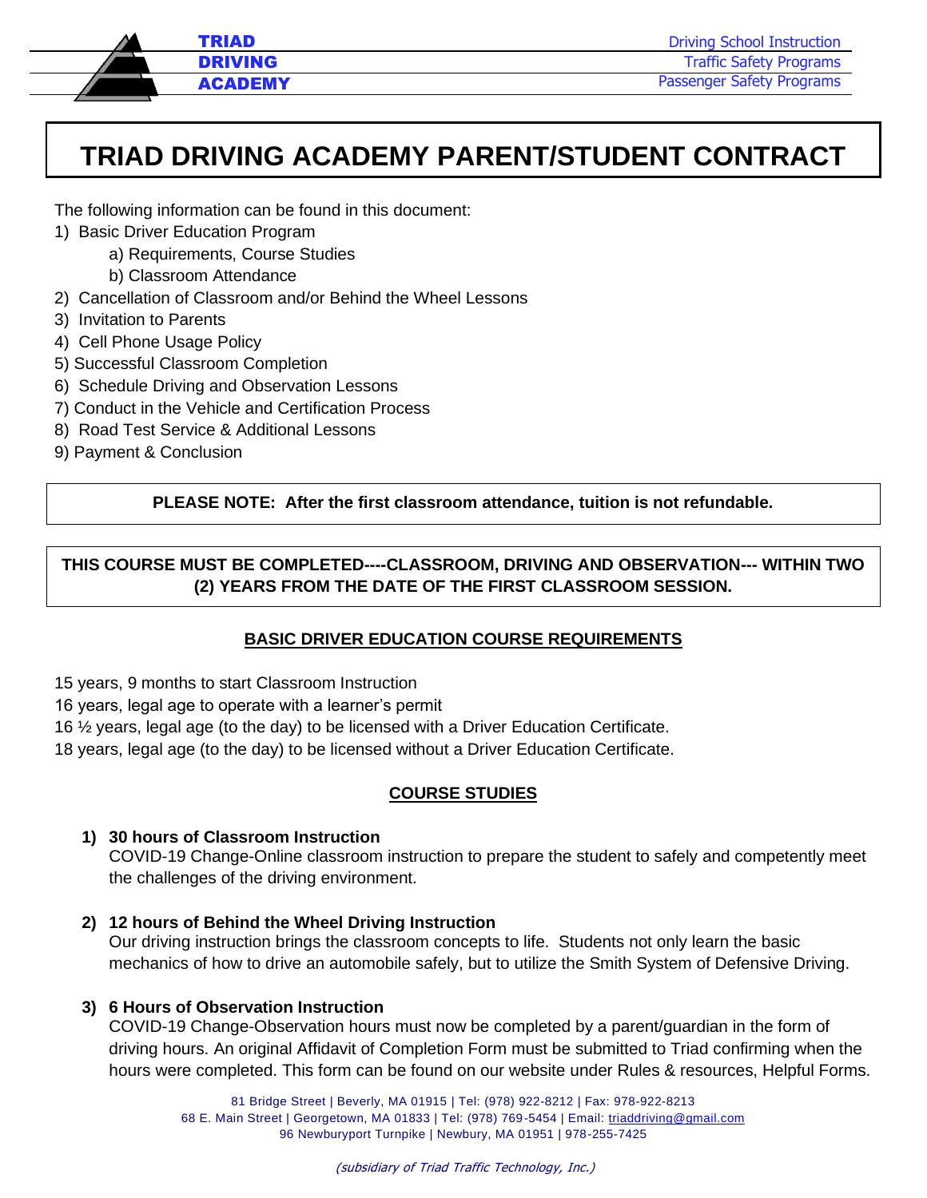TRIAD DRIVING ACADEMY

Driving School Instruction
Traffic Safety Programs
Passenger Safety Programs

# TRIAD DRIVING ACADEMY PARENT/STUDENT CONTRACT

The following information can be found in this document:

1) Basic Driver Education Program
    a) Requirements, Course Studies
    b) Classroom Attendance
2) Cancellation of Classroom and/or Behind the Wheel Lessons
3) Invitation to Parents
4) Cell Phone Usage Policy
5) Successful Classroom Completion
6) Schedule Driving and Observation Lessons
7) Conduct in the Vehicle and Certification Process
8) Road Test Service & Additional Lessons
9) Payment & Conclusion

**PLEASE NOTE: After the first classroom attendance, tuition is not refundable.**

**THIS COURSE MUST BE COMPLETED----CLASSROOM, DRIVING AND OBSERVATION--- WITHIN TWO (2) YEARS FROM THE DATE OF THE FIRST CLASSROOM SESSION.**

## BASIC DRIVER EDUCATION COURSE REQUIREMENTS

15 years, 9 months to start Classroom Instruction
16 years, legal age to operate with a learner's permit
16 ½ years, legal age (to the day) to be licensed with a Driver Education Certificate.
18 years, legal age (to the day) to be licensed without a Driver Education Certificate.

## COURSE STUDIES

1) **30 hours of Classroom Instruction**
   COVID-19 Change-Online classroom instruction to prepare the student to safely and competently meet the challenges of the driving environment.

2) **12 hours of Behind the Wheel Driving Instruction**
   Our driving instruction brings the classroom concepts to life. Students not only learn the basic mechanics of how to drive an automobile safely, but to utilize the Smith System of Defensive Driving.

3) **6 Hours of Observation Instruction**
   COVID-19 Change-Observation hours must now be completed by a parent/guardian in the form of driving hours. An original Affidavit of Completion Form must be submitted to Triad confirming when the hours were completed. This form can be found on our website under Rules & resources, Helpful Forms.

81 Bridge Street | Beverly, MA 01915 | Tel: (978) 922-8212 | Fax: 978-922-8213
68 E. Main Street | Georgetown, MA 01833 | Tel: (978) 769-5454 | Email: triaddriving@gmail.com
96 Newburyport Turnpike | Newbury, MA 01951 | 978-255-7425

*(subsidiary of Triad Traffic Technology, Inc.)*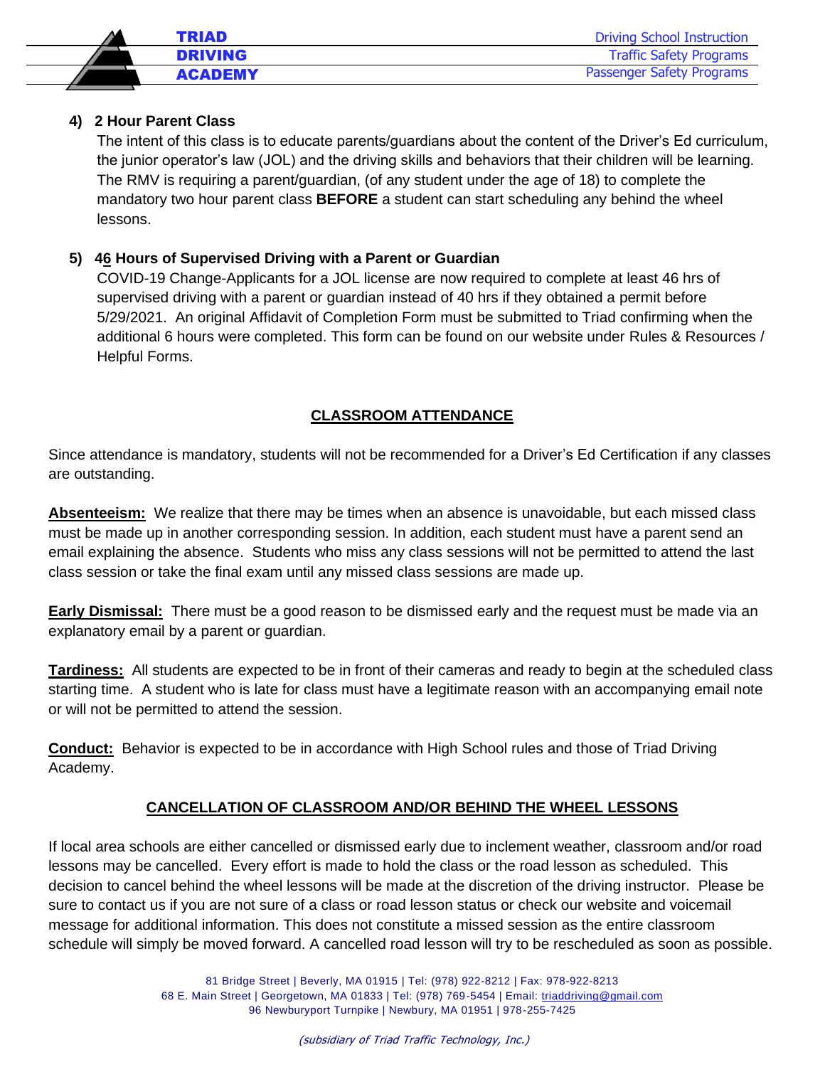**4) 2 Hour Parent Class**

The intent of this class is to educate parents/guardians about the content of the Driver's Ed curriculum, the junior operator's law (JOL) and the driving skills and behaviors that their children will be learning. The RMV is requiring a parent/guardian, (of any student under the age of 18) to complete the mandatory two hour parent class **BEFORE** a student can start scheduling any behind the wheel lessons.

**5) 46 Hours of Supervised Driving with a Parent or Guardian**

COVID-19 Change-Applicants for a JOL license are now required to complete at least 46 hrs of supervised driving with a parent or guardian instead of 40 hrs if they obtained a permit before 5/29/2021. An original Affidavit of Completion Form must be submitted to Triad confirming when the additional 6 hours were completed. This form can be found on our website under Rules & Resources / Helpful Forms.

## CLASSROOM ATTENDANCE

Since attendance is mandatory, students will not be recommended for a Driver's Ed Certification if any classes are outstanding.

**Absenteeism:** We realize that there may be times when an absence is unavoidable, but each missed class must be made up in another corresponding session. In addition, each student must have a parent send an email explaining the absence. Students who miss any class sessions will not be permitted to attend the last class session or take the final exam until any missed class sessions are made up.

**Early Dismissal:** There must be a good reason to be dismissed early and the request must be made via an explanatory email by a parent or guardian.

**Tardiness:** All students are expected to be in front of their cameras and ready to begin at the scheduled class starting time. A student who is late for class must have a legitimate reason with an accompanying email note or will not be permitted to attend the session.

**Conduct:** Behavior is expected to be in accordance with High School rules and those of Triad Driving Academy.

## CANCELLATION OF CLASSROOM AND/OR BEHIND THE WHEEL LESSONS

If local area schools are either cancelled or dismissed early due to inclement weather, classroom and/or road lessons may be cancelled. Every effort is made to hold the class or the road lesson as scheduled. This decision to cancel behind the wheel lessons will be made at the discretion of the driving instructor. Please be sure to contact us if you are not sure of a class or road lesson status or check our website and voicemail message for additional information. This does not constitute a missed session as the entire classroom schedule will simply be moved forward. A cancelled road lesson will try to be rescheduled as soon as possible.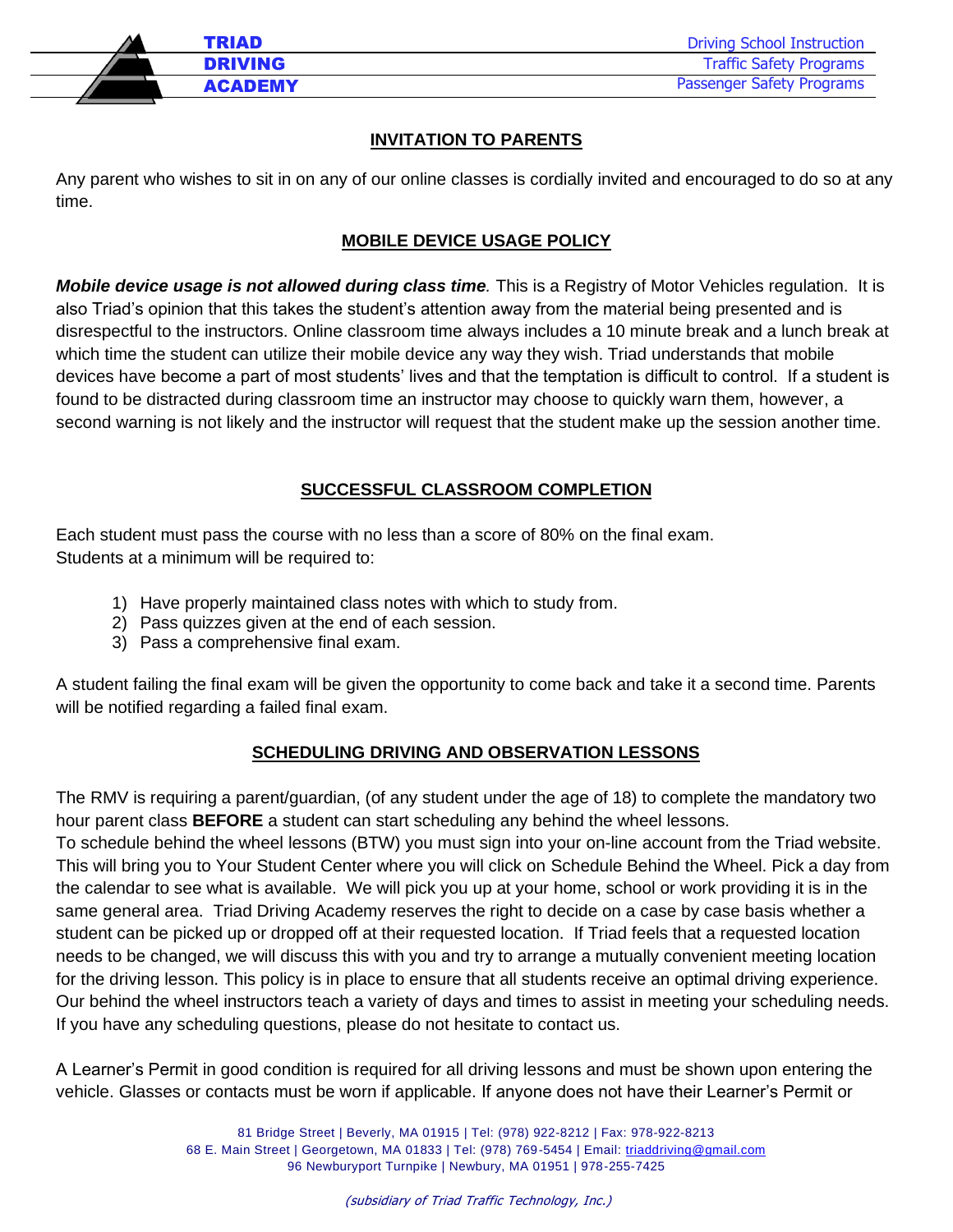## INVITATION TO PARENTS

Any parent who wishes to sit in on any of our online classes is cordially invited and encouraged to do so at any time.

## MOBILE DEVICE USAGE POLICY

***Mobile device usage is not allowed during class time.*** This is a Registry of Motor Vehicles regulation. It is also Triad's opinion that this takes the student's attention away from the material being presented and is disrespectful to the instructors. Online classroom time always includes a 10 minute break and a lunch break at which time the student can utilize their mobile device any way they wish. Triad understands that mobile devices have become a part of most students' lives and that the temptation is difficult to control. If a student is found to be distracted during classroom time an instructor may choose to quickly warn them, however, a second warning is not likely and the instructor will request that the student make up the session another time.

## SUCCESSFUL CLASSROOM COMPLETION

Each student must pass the course with no less than a score of 80% on the final exam.
Students at a minimum will be required to:

1) Have properly maintained class notes with which to study from.
2) Pass quizzes given at the end of each session.
3) Pass a comprehensive final exam.

A student failing the final exam will be given the opportunity to come back and take it a second time. Parents will be notified regarding a failed final exam.

## SCHEDULING DRIVING AND OBSERVATION LESSONS

The RMV is requiring a parent/guardian, (of any student under the age of 18) to complete the mandatory two hour parent class **BEFORE** a student can start scheduling any behind the wheel lessons.
To schedule behind the wheel lessons (BTW) you must sign into your on-line account from the Triad website. This will bring you to Your Student Center where you will click on Schedule Behind the Wheel. Pick a day from the calendar to see what is available. We will pick you up at your home, school or work providing it is in the same general area. Triad Driving Academy reserves the right to decide on a case by case basis whether a student can be picked up or dropped off at their requested location. If Triad feels that a requested location needs to be changed, we will discuss this with you and try to arrange a mutually convenient meeting location for the driving lesson. This policy is in place to ensure that all students receive an optimal driving experience. Our behind the wheel instructors teach a variety of days and times to assist in meeting your scheduling needs. If you have any scheduling questions, please do not hesitate to contact us.

A Learner's Permit in good condition is required for all driving lessons and must be shown upon entering the vehicle. Glasses or contacts must be worn if applicable. If anyone does not have their Learner's Permit or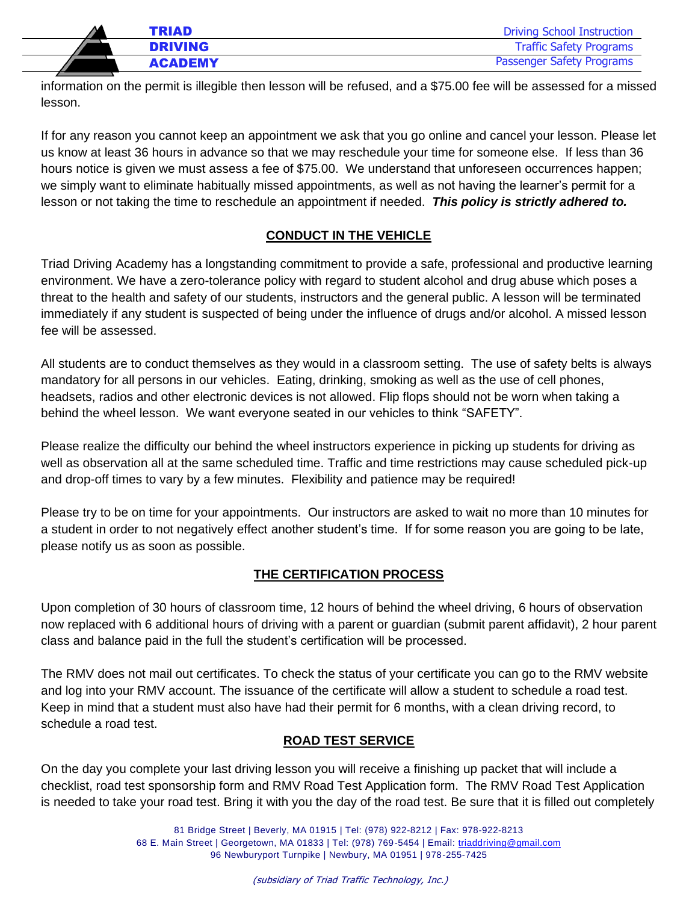information on the permit is illegible then lesson will be refused, and a $75.00 fee will be assessed for a missed lesson.

If for any reason you cannot keep an appointment we ask that you go online and cancel your lesson. Please let us know at least 36 hours in advance so that we may reschedule your time for someone else. If less than 36 hours notice is given we must assess a fee of $75.00. We understand that unforeseen occurrences happen; we simply want to eliminate habitually missed appointments, as well as not having the learner's permit for a lesson or not taking the time to reschedule an appointment if needed. ***This policy is strictly adhered to.***

## CONDUCT IN THE VEHICLE

Triad Driving Academy has a longstanding commitment to provide a safe, professional and productive learning environment. We have a zero-tolerance policy with regard to student alcohol and drug abuse which poses a threat to the health and safety of our students, instructors and the general public. A lesson will be terminated immediately if any student is suspected of being under the influence of drugs and/or alcohol. A missed lesson fee will be assessed.

All students are to conduct themselves as they would in a classroom setting. The use of safety belts is always mandatory for all persons in our vehicles. Eating, drinking, smoking as well as the use of cell phones, headsets, radios and other electronic devices is not allowed. Flip flops should not be worn when taking a behind the wheel lesson. We want everyone seated in our vehicles to think "SAFETY".

Please realize the difficulty our behind the wheel instructors experience in picking up students for driving as well as observation all at the same scheduled time. Traffic and time restrictions may cause scheduled pick-up and drop-off times to vary by a few minutes. Flexibility and patience may be required!

Please try to be on time for your appointments. Our instructors are asked to wait no more than 10 minutes for a student in order to not negatively effect another student's time. If for some reason you are going to be late, please notify us as soon as possible.

## THE CERTIFICATION PROCESS

Upon completion of 30 hours of classroom time, 12 hours of behind the wheel driving, 6 hours of observation now replaced with 6 additional hours of driving with a parent or guardian (submit parent affidavit), 2 hour parent class and balance paid in the full the student's certification will be processed.

The RMV does not mail out certificates. To check the status of your certificate you can go to the RMV website and log into your RMV account. The issuance of the certificate will allow a student to schedule a road test. Keep in mind that a student must also have had their permit for 6 months, with a clean driving record, to schedule a road test.

## ROAD TEST SERVICE

On the day you complete your last driving lesson you will receive a finishing up packet that will include a checklist, road test sponsorship form and RMV Road Test Application form. The RMV Road Test Application is needed to take your road test. Bring it with you the day of the road test. Be sure that it is filled out completely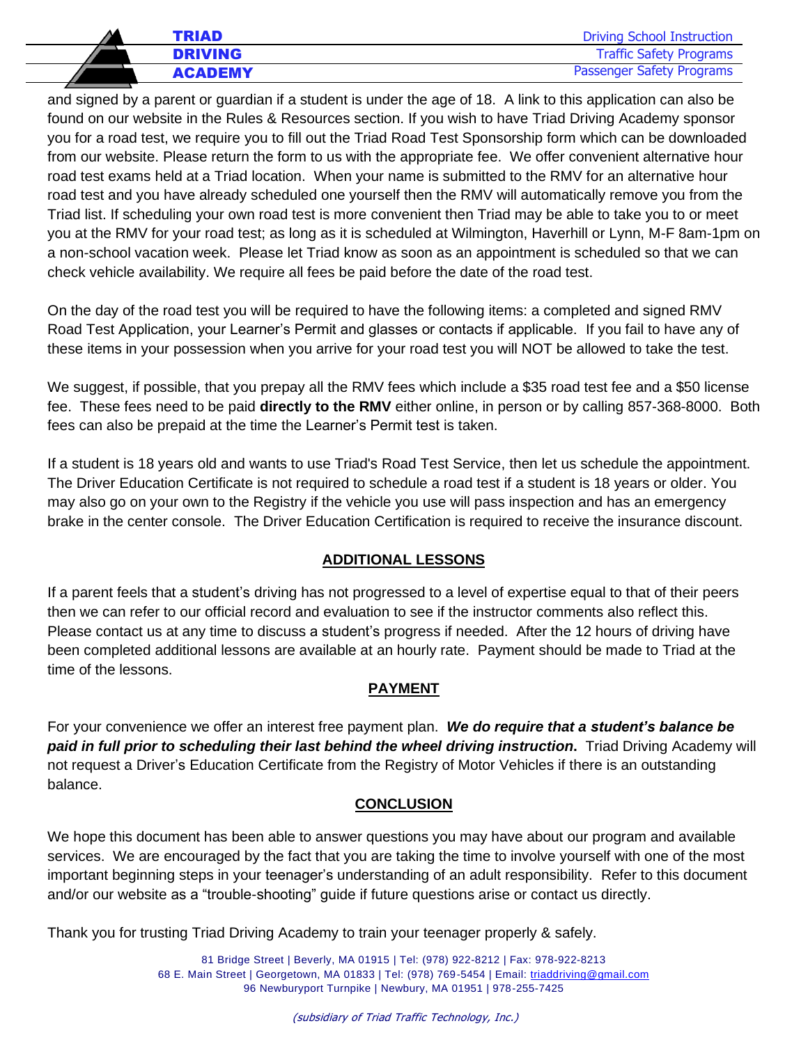and signed by a parent or guardian if a student is under the age of 18. A link to this application can also be found on our website in the Rules & Resources section. If you wish to have Triad Driving Academy sponsor you for a road test, we require you to fill out the Triad Road Test Sponsorship form which can be downloaded from our website. Please return the form to us with the appropriate fee. We offer convenient alternative hour road test exams held at a Triad location. When your name is submitted to the RMV for an alternative hour road test and you have already scheduled one yourself then the RMV will automatically remove you from the Triad list. If scheduling your own road test is more convenient then Triad may be able to take you to or meet you at the RMV for your road test; as long as it is scheduled at Wilmington, Haverhill or Lynn, M-F 8am-1pm on a non-school vacation week. Please let Triad know as soon as an appointment is scheduled so that we can check vehicle availability. We require all fees be paid before the date of the road test.

On the day of the road test you will be required to have the following items: a completed and signed RMV Road Test Application, your Learner's Permit and glasses or contacts if applicable. If you fail to have any of these items in your possession when you arrive for your road test you will NOT be allowed to take the test.

We suggest, if possible, that you prepay all the RMV fees which include a $35 road test fee and a $50 license fee. These fees need to be paid **directly to the RMV** either online, in person or by calling 857-368-8000. Both fees can also be prepaid at the time the Learner's Permit test is taken.

If a student is 18 years old and wants to use Triad's Road Test Service, then let us schedule the appointment. The Driver Education Certificate is not required to schedule a road test if a student is 18 years or older. You may also go on your own to the Registry if the vehicle you use will pass inspection and has an emergency brake in the center console. The Driver Education Certification is required to receive the insurance discount.

## ADDITIONAL LESSONS

If a parent feels that a student's driving has not progressed to a level of expertise equal to that of their peers then we can refer to our official record and evaluation to see if the instructor comments also reflect this. Please contact us at any time to discuss a student's progress if needed. After the 12 hours of driving have been completed additional lessons are available at an hourly rate. Payment should be made to Triad at the time of the lessons.

## PAYMENT

For your convenience we offer an interest free payment plan. ***We do require that a student's balance be paid in full prior to scheduling their last behind the wheel driving instruction.*** Triad Driving Academy will not request a Driver's Education Certificate from the Registry of Motor Vehicles if there is an outstanding balance.

## CONCLUSION

We hope this document has been able to answer questions you may have about our program and available services. We are encouraged by the fact that you are taking the time to involve yourself with one of the most important beginning steps in your teenager's understanding of an adult responsibility. Refer to this document and/or our website as a "trouble-shooting" guide if future questions arise or contact us directly.

Thank you for trusting Triad Driving Academy to train your teenager properly & safely.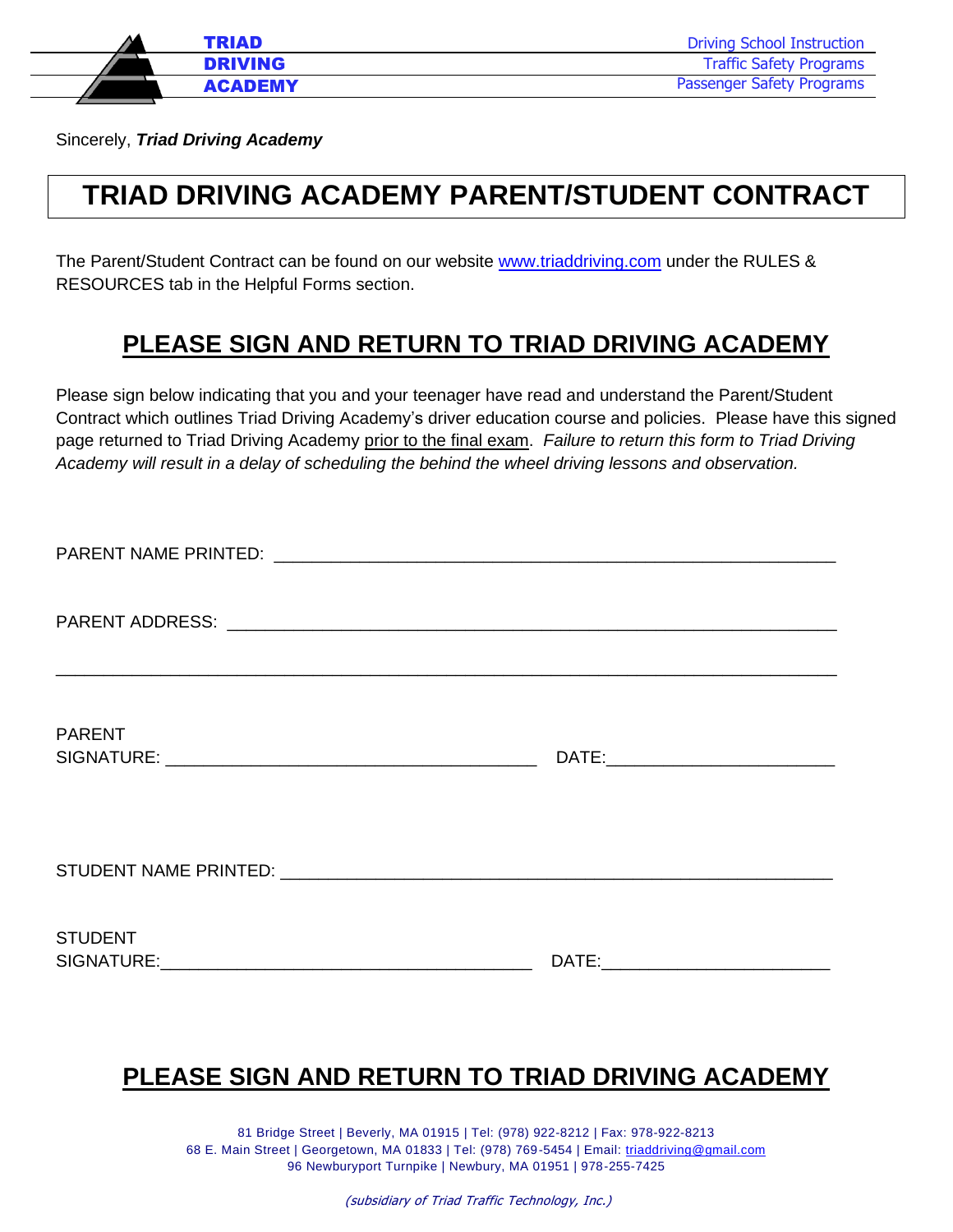Sincerely, ***Triad Driving Academy***

# TRIAD DRIVING ACADEMY PARENT/STUDENT CONTRACT

The Parent/Student Contract can be found on our website [www.triaddriving.com](http://www.triaddriving.com) under the RULES & RESOURCES tab in the Helpful Forms section.

## PLEASE SIGN AND RETURN TO TRIAD DRIVING ACADEMY

Please sign below indicating that you and your teenager have read and understand the Parent/Student Contract which outlines Triad Driving Academy's driver education course and policies. Please have this signed page returned to Triad Driving Academy prior to the final exam. *Failure to return this form to Triad Driving Academy will result in a delay of scheduling the behind the wheel driving lessons and observation.*

PARENT NAME PRINTED: ____________________________________________________________

PARENT ADDRESS: ________________________________________________________________

_____________________________________________________________________________

PARENT
SIGNATURE: ______________________________________ DATE:______________________

STUDENT NAME PRINTED: __________________________________________________________

STUDENT
SIGNATURE:______________________________________ DATE:______________________

## PLEASE SIGN AND RETURN TO TRIAD DRIVING ACADEMY

81 Bridge Street | Beverly, MA 01915 | Tel: (978) 922-8212 | Fax: 978-922-8213
68 E. Main Street | Georgetown, MA 01833 | Tel: (978) 769-5454 | Email: triaddriving@gmail.com
96 Newburyport Turnpike | Newbury, MA 01951 | 978-255-7425

*(subsidiary of Triad Traffic Technology, Inc.)*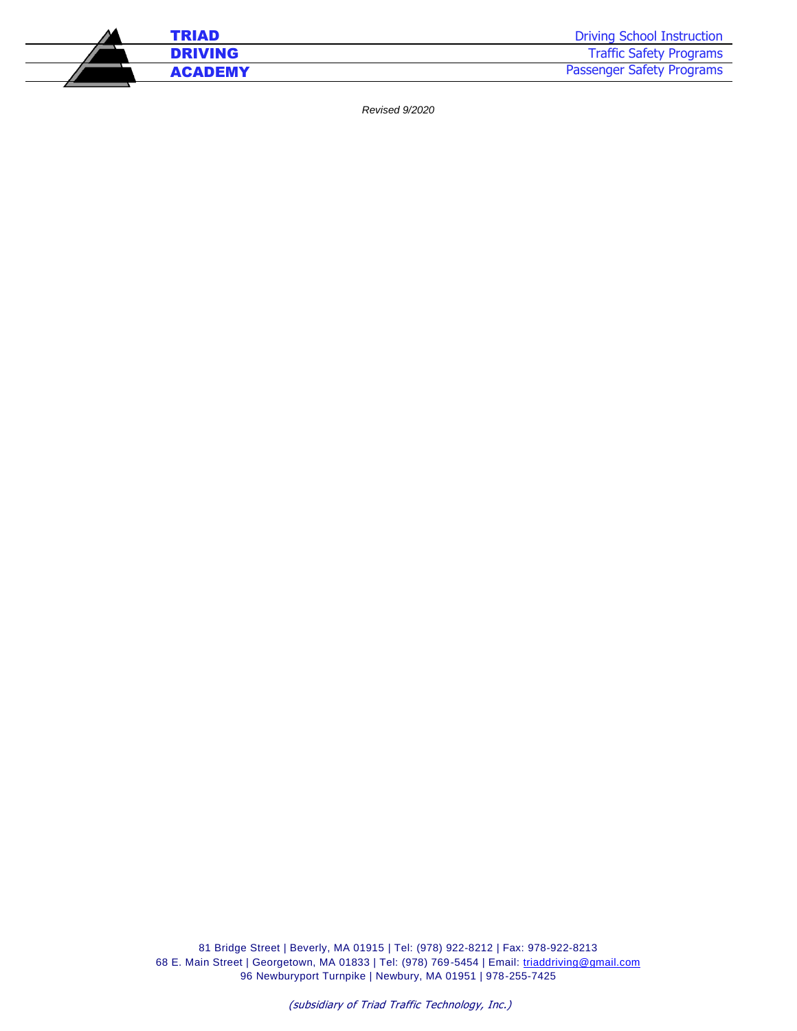**TRIAD**
**DRIVING**
**ACADEMY**

Driving School Instruction
Traffic Safety Programs
Passenger Safety Programs

*Revised 9/2020*

81 Bridge Street | Beverly, MA 01915 | Tel: (978) 922-8212 | Fax: 978-922-8213
68 E. Main Street | Georgetown, MA 01833 | Tel: (978) 769-5454 | Email: triaddriving@gmail.com
96 Newburyport Turnpike | Newbury, MA 01951 | 978-255-7425

*(subsidiary of Triad Traffic Technology, Inc.)*